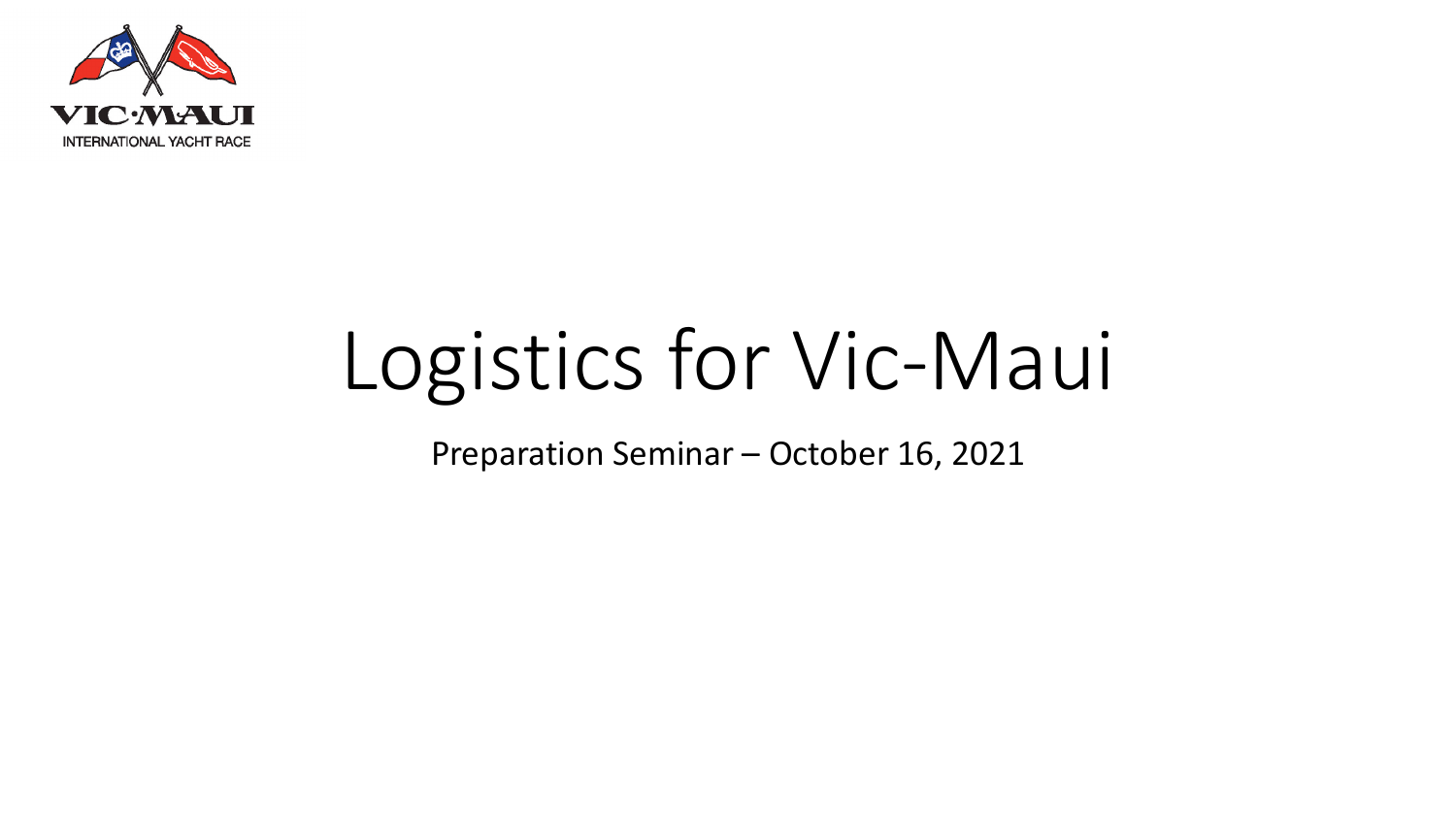VIC·MAUI

INTERNATIONAL YACHT RACE

# Logistics for Vic-Maui

Preparation Seminar – October 16, 2021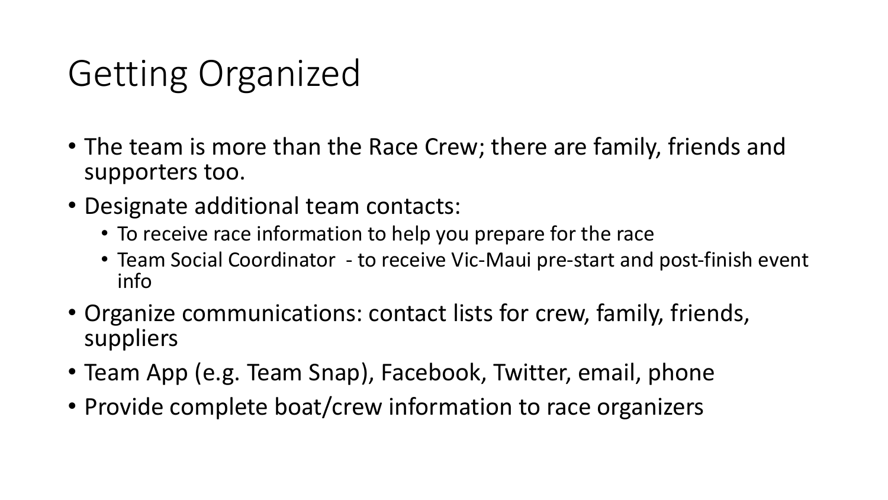# Getting Organized

- The team is more than the Race Crew; there are family, friends and supporters too.
- Designate additional team contacts:
  - To receive race information to help you prepare for the race
  - Team Social Coordinator - to receive Vic-Maui pre-start and post-finish event info
- Organize communications: contact lists for crew, family, friends, suppliers
- Team App (e.g. Team Snap), Facebook, Twitter, email, phone
- Provide complete boat/crew information to race organizers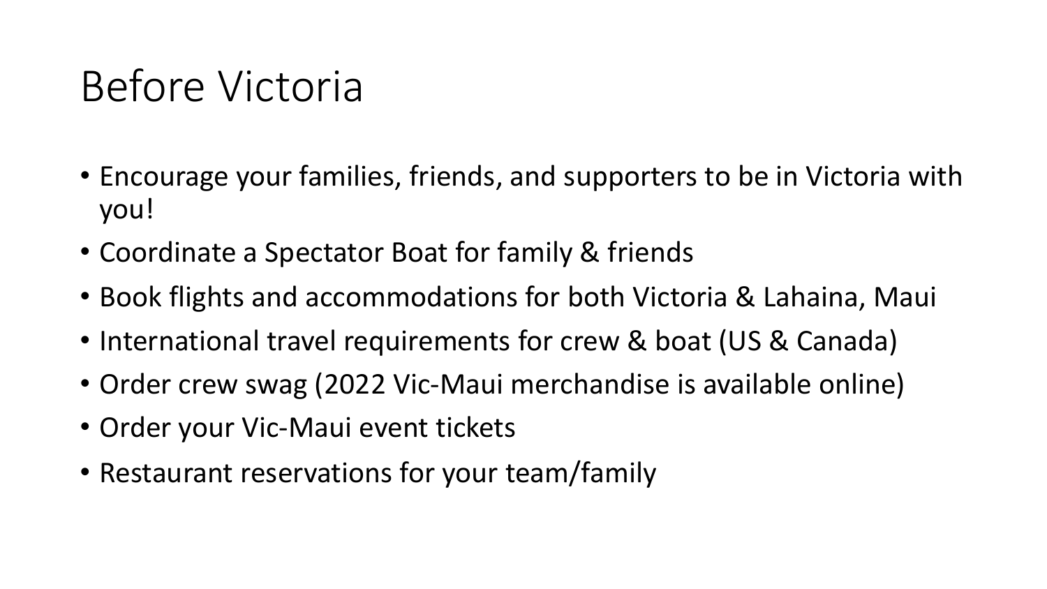# Before Victoria

- Encourage your families, friends, and supporters to be in Victoria with you!
- Coordinate a Spectator Boat for family & friends
- Book flights and accommodations for both Victoria & Lahaina, Maui
- International travel requirements for crew & boat (US & Canada)
- Order crew swag (2022 Vic-Maui merchandise is available online)
- Order your Vic-Maui event tickets
- Restaurant reservations for your team/family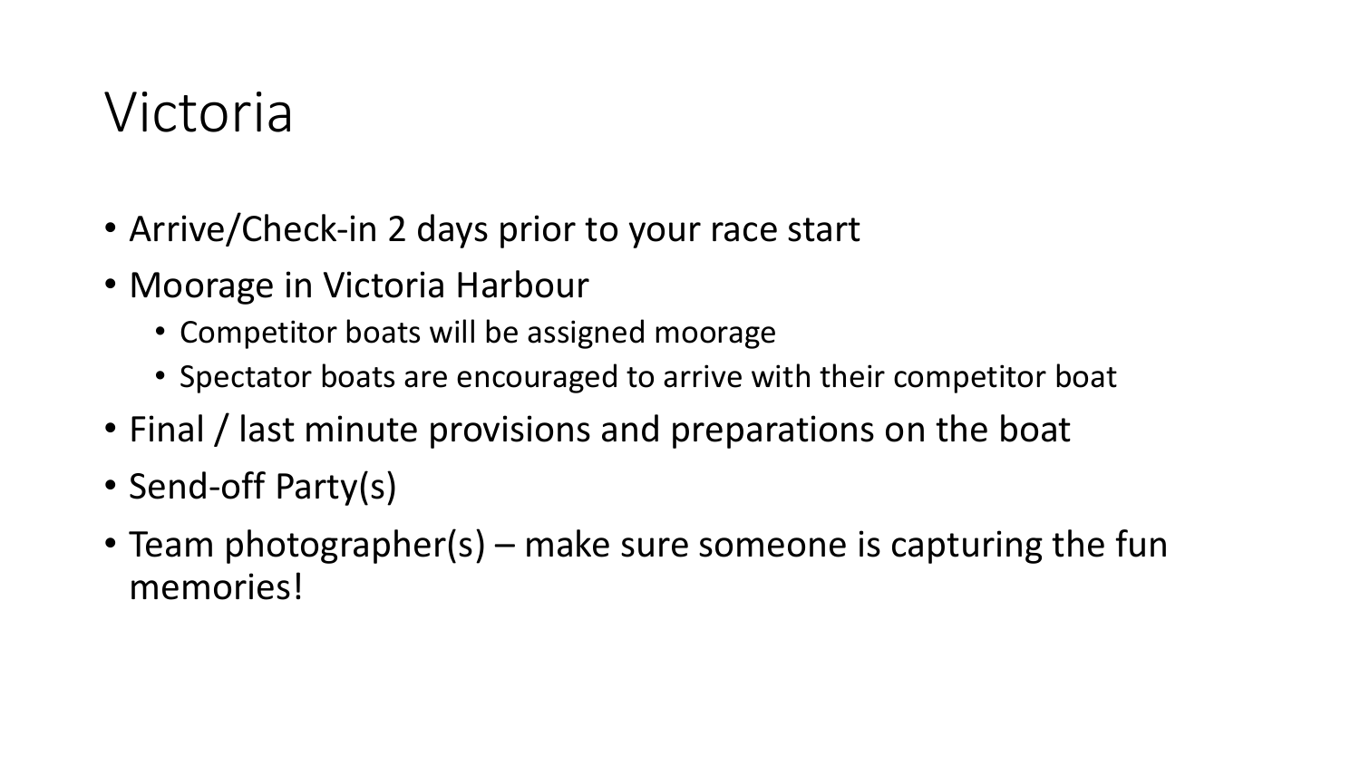# Victoria

- Arrive/Check-in 2 days prior to your race start
- Moorage in Victoria Harbour
  - Competitor boats will be assigned moorage
  - Spectator boats are encouraged to arrive with their competitor boat
- Final / last minute provisions and preparations on the boat
- Send-off Party(s)
- Team photographer(s) – make sure someone is capturing the fun memories!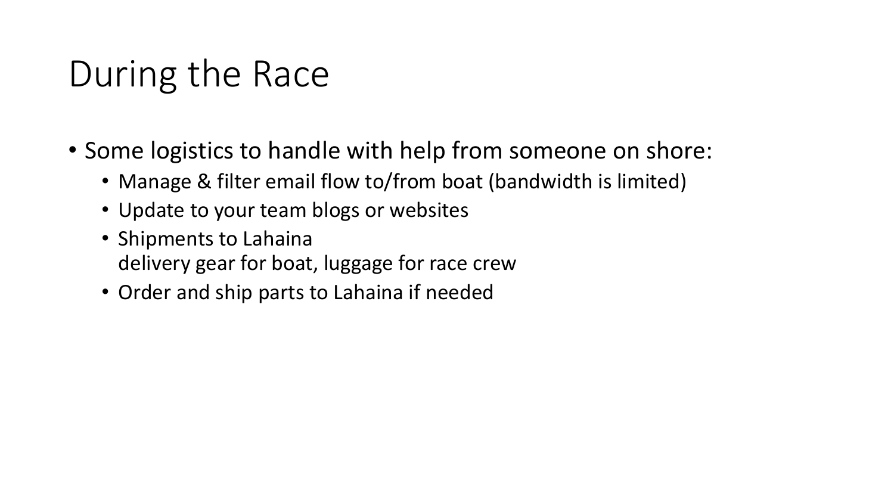# During the Race

- Some logistics to handle with help from someone on shore:
  - Manage & filter email flow to/from boat (bandwidth is limited)
  - Update to your team blogs or websites
  - Shipments to Lahaina
    delivery gear for boat, luggage for race crew
  - Order and ship parts to Lahaina if needed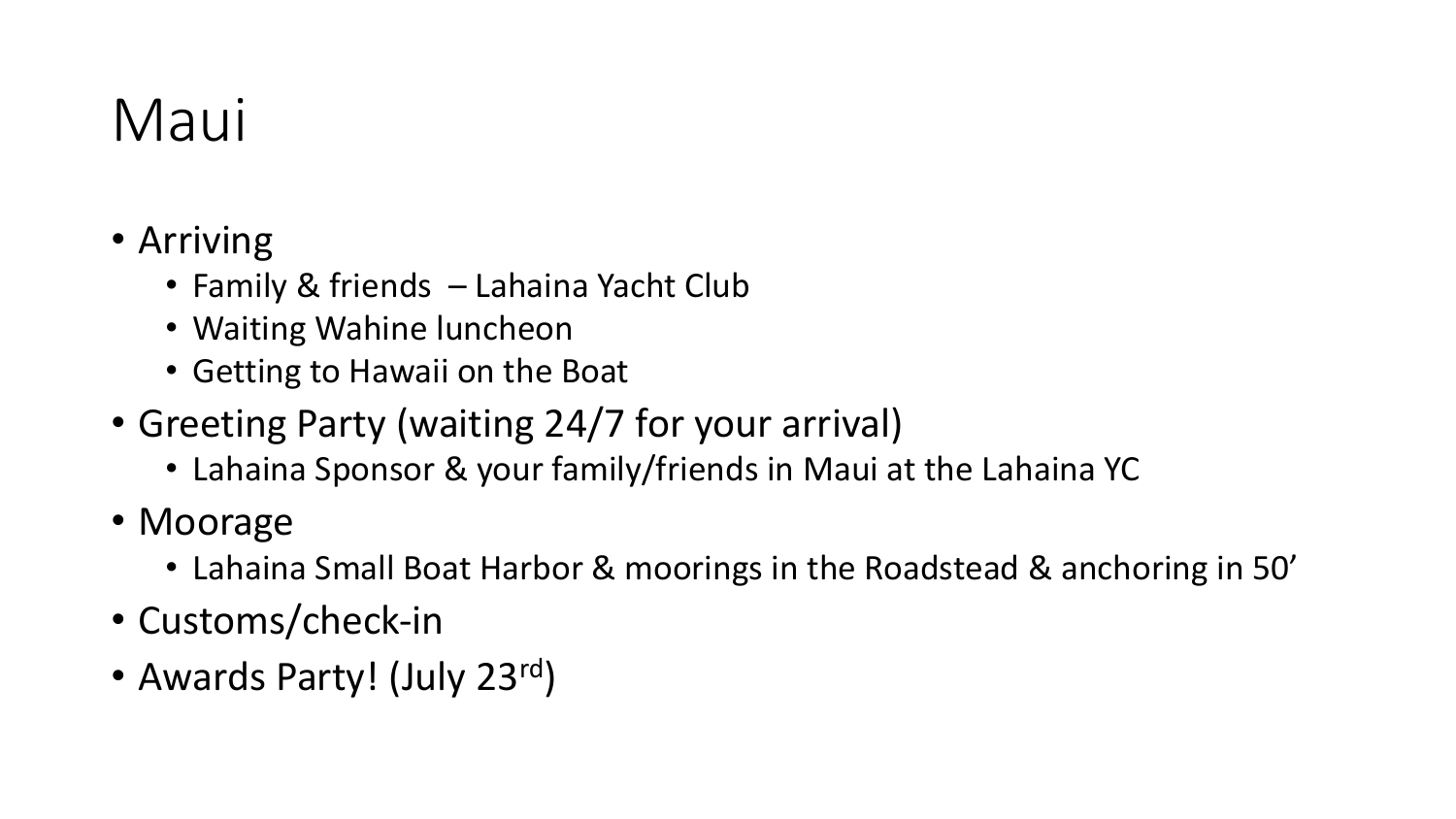# Maui

- Arriving
  - Family & friends – Lahaina Yacht Club
  - Waiting Wahine luncheon
  - Getting to Hawaii on the Boat
- Greeting Party (waiting 24/7 for your arrival)
  - Lahaina Sponsor & your family/friends in Maui at the Lahaina YC
- Moorage
  - Lahaina Small Boat Harbor & moorings in the Roadstead & anchoring in 50’
- Customs/check-in
- Awards Party! (July 23rd)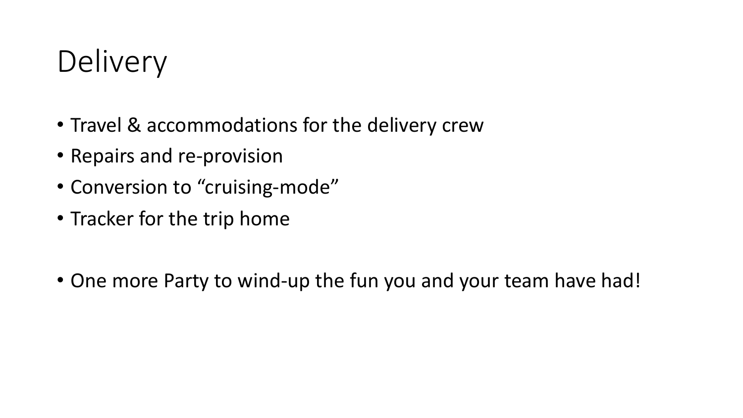# Delivery

- Travel & accommodations for the delivery crew
- Repairs and re-provision
- Conversion to “cruising-mode”
- Tracker for the trip home

- One more Party to wind-up the fun you and your team have had!